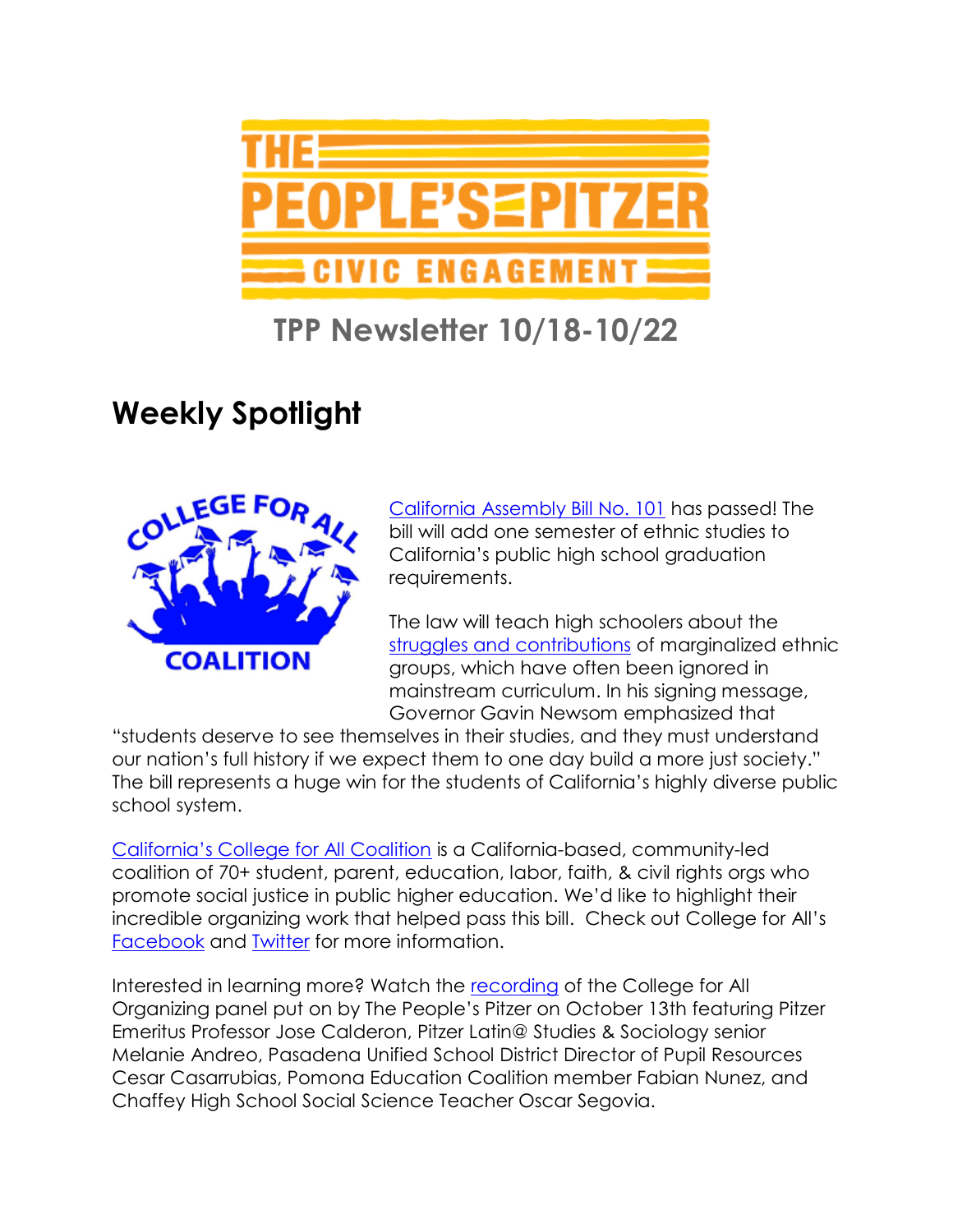# TPP Newsletter 10/18-10/22

## Weekly Spotlight

California Assembly Bill No. 101 has passed! The bill will add one semester of ethnic studies to California's public high school graduation requirements.

The law will teach high schoolers about the struggles and contributions of marginalized ethnic groups, which have often been ignored in mainstream curriculum. In his signing message, Governor Gavin Newsom emphasized that "students deserve to see themselves in their studies, and they must understand our nation's full history if we expect them to one day build a more just society." The bill represents a huge win for the students of California's highly diverse public school system.

California's College for All Coalition is a California-based, community-led coalition of 70+ student, parent, education, labor, faith, & civil rights orgs who promote social justice in public higher education. We'd like to highlight their incredible organizing work that helped pass this bill. Check out College for All's Facebook and Twitter for more information.

Interested in learning more? Watch the recording of the College for All Organizing panel put on by The People's Pitzer on October 13th featuring Pitzer Emeritus Professor Jose Calderon, Pitzer Latin@ Studies & Sociology senior Melanie Andreo, Pasadena Unified School District Director of Pupil Resources Cesar Casarrubias, Pomona Education Coalition member Fabian Nunez, and Chaffey High School Social Science Teacher Oscar Segovia.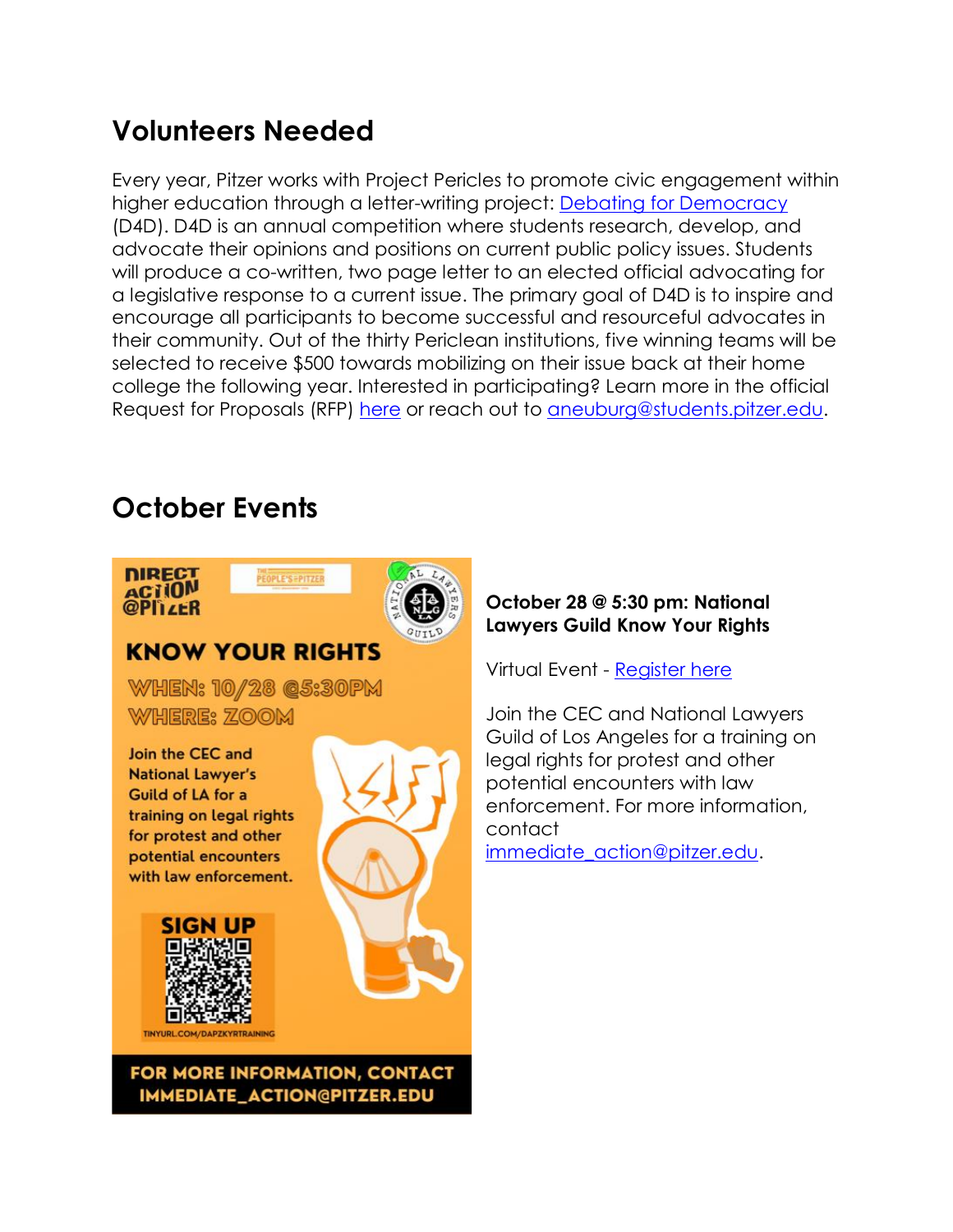## Volunteers Needed

Every year, Pitzer works with Project Pericles to promote civic engagement within higher education through a letter-writing project: Debating for Democracy (D4D). D4D is an annual competition where students research, develop, and advocate their opinions and positions on current public policy issues. Students will produce a co-written, two page letter to an elected official advocating for a legislative response to a current issue. The primary goal of D4D is to inspire and encourage all participants to become successful and resourceful advocates in their community. Out of the thirty Periclean institutions, five winning teams will be selected to receive $500 towards mobilizing on their issue back at their home college the following year. Interested in participating? Learn more in the official Request for Proposals (RFP) here or reach out to aneuburg@students.pitzer.edu.

## October Events

DIRECT ACTION @PITZER

KNOW YOUR RIGHTS

WHEN: 10/28 @5:30PM

WHERE: ZOOM

Join the CEC and National Lawyer's Guild of LA for a training on legal rights for protest and other potential encounters with law enforcement.

SIGN UP

TINYURL.COM/DAPZKYRTRAINING

FOR MORE INFORMATION, CONTACT IMMEDIATE_ACTION@PITZER.EDU

**October 28 @ 5:30 pm: National Lawyers Guild Know Your Rights**

Virtual Event - Register here

Join the CEC and National Lawyers Guild of Los Angeles for a training on legal rights for protest and other potential encounters with law enforcement. For more information, contact immediate_action@pitzer.edu.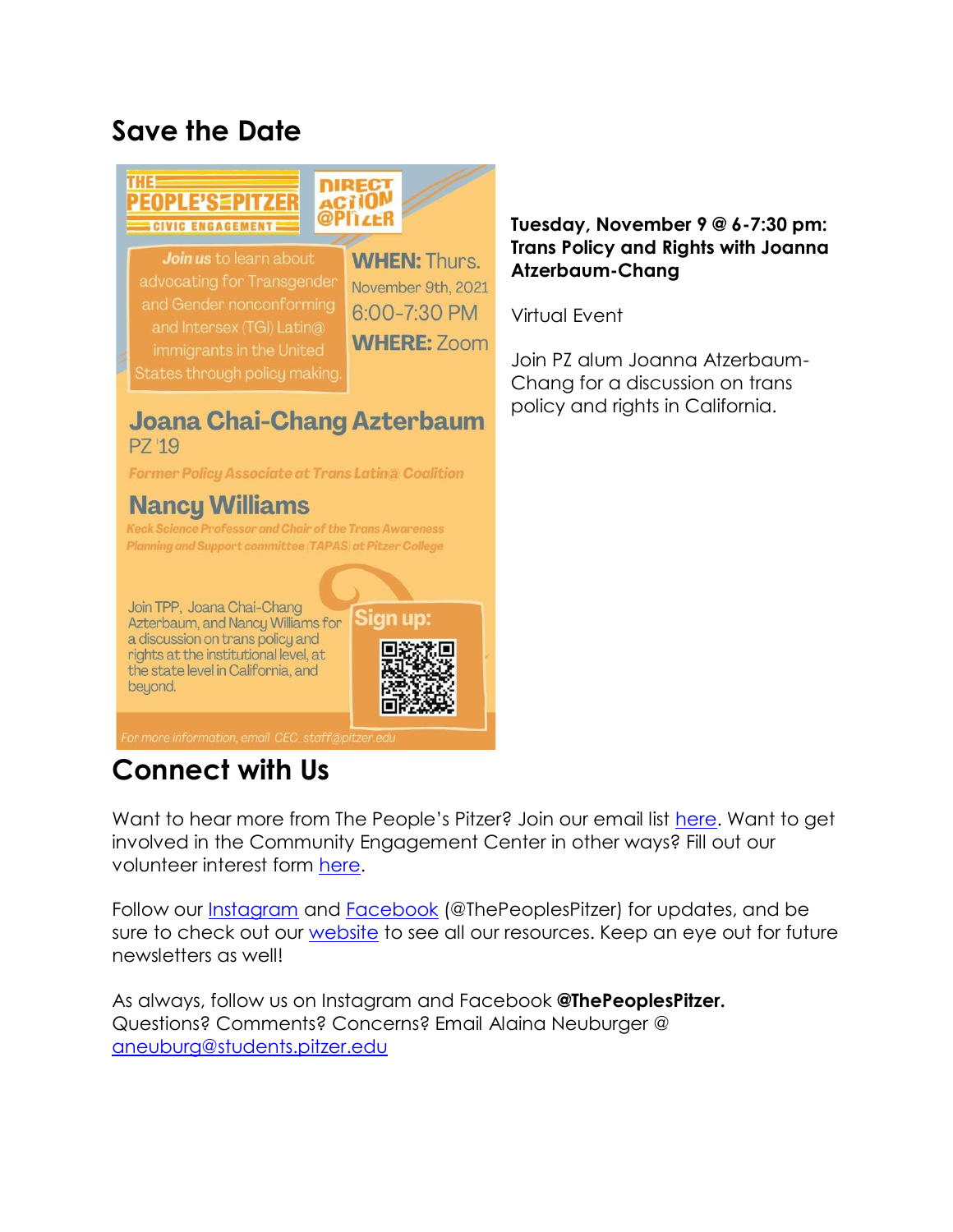## Save the Date

THE PEOPLE'S PITZER CIVIC ENGAGEMENT

DIRECT ACTION @PITZER

*Join us* to learn about advocating for Transgender and Gender nonconforming and Intersex (TGI) Latin@ immigrants in the United States through policy making.

**WHEN:** Thurs. November 9th, 2021 6:00-7:30 PM

**WHERE:** Zoom

**Joana Chai-Chang Azterbaum**
PZ '19

*Former Policy Associate at Trans Latin@ Coalition*

**Nancy Williams**

*Keck Science Professor and Chair of the Trans Awareness Planning and Support committee (TAPAS) at Pitzer College*

Join TPP, Joana Chai-Chang Azterbaum, and Nancy Williams for a discussion on trans policy and rights at the institutional level, at the state level in California, and beyond.

Sign up:

*For more information, email CEC_staff@pitzer.edu*

**Tuesday, November 9 @ 6-7:30 pm: Trans Policy and Rights with Joanna Atzerbaum-Chang**

Virtual Event

Join PZ alum Joanna Atzerbaum-Chang for a discussion on trans policy and rights in California.

## Connect with Us

Want to hear more from The People's Pitzer? Join our email list here. Want to get involved in the Community Engagement Center in other ways? Fill out our volunteer interest form here.

Follow our Instagram and Facebook (@ThePeoplesPitzer) for updates, and be sure to check out our website to see all our resources. Keep an eye out for future newsletters as well!

As always, follow us on Instagram and Facebook **@ThePeoplesPitzer.** Questions? Comments? Concerns? Email Alaina Neuburger @ aneuburg@students.pitzer.edu